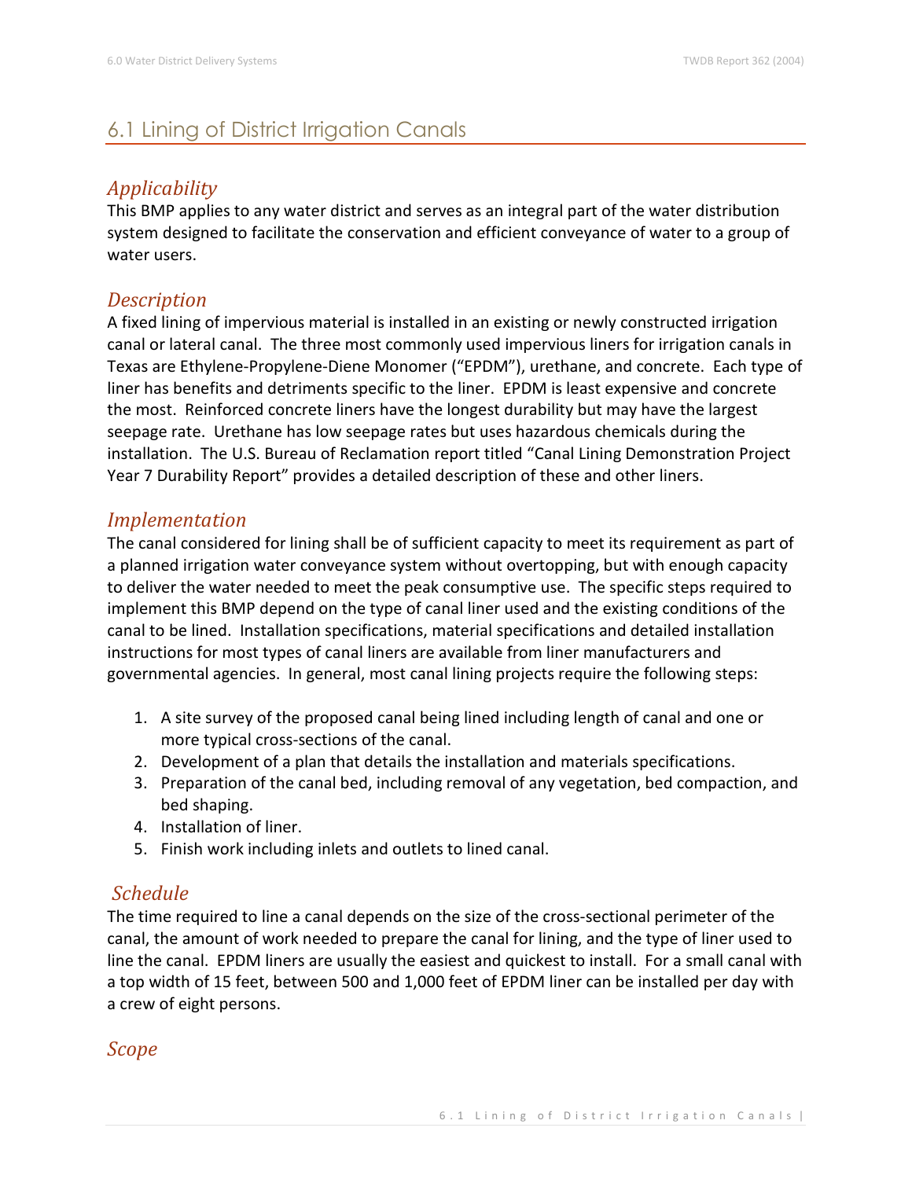## 6.1 Lining of District Irrigation Canals

### *Applicability*

This BMP applies to any water district and serves as an integral part of the water distribution system designed to facilitate the conservation and efficient conveyance of water to a group of water users.

### *Description*

A fixed lining of impervious material is installed in an existing or newly constructed irrigation canal or lateral canal. The three most commonly used impervious liners for irrigation canals in Texas are Ethylene-Propylene-Diene Monomer ("EPDM"), urethane, and concrete. Each type of liner has benefits and detriments specific to the liner. EPDM is least expensive and concrete the most. Reinforced concrete liners have the longest durability but may have the largest seepage rate. Urethane has low seepage rates but uses hazardous chemicals during the installation. The U.S. Bureau of Reclamation report titled "Canal Lining Demonstration Project Year 7 Durability Report" provides a detailed description of these and other liners.

### *Implementation*

The canal considered for lining shall be of sufficient capacity to meet its requirement as part of a planned irrigation water conveyance system without overtopping, but with enough capacity to deliver the water needed to meet the peak consumptive use. The specific steps required to implement this BMP depend on the type of canal liner used and the existing conditions of the canal to be lined. Installation specifications, material specifications and detailed installation instructions for most types of canal liners are available from liner manufacturers and governmental agencies. In general, most canal lining projects require the following steps:

1. A site survey of the proposed canal being lined including length of canal and one or more typical cross-sections of the canal.
2. Development of a plan that details the installation and materials specifications.
3. Preparation of the canal bed, including removal of any vegetation, bed compaction, and bed shaping.
4. Installation of liner.
5. Finish work including inlets and outlets to lined canal.

### *Schedule*

The time required to line a canal depends on the size of the cross-sectional perimeter of the canal, the amount of work needed to prepare the canal for lining, and the type of liner used to line the canal. EPDM liners are usually the easiest and quickest to install. For a small canal with a top width of 15 feet, between 500 and 1,000 feet of EPDM liner can be installed per day with a crew of eight persons.

### *Scope*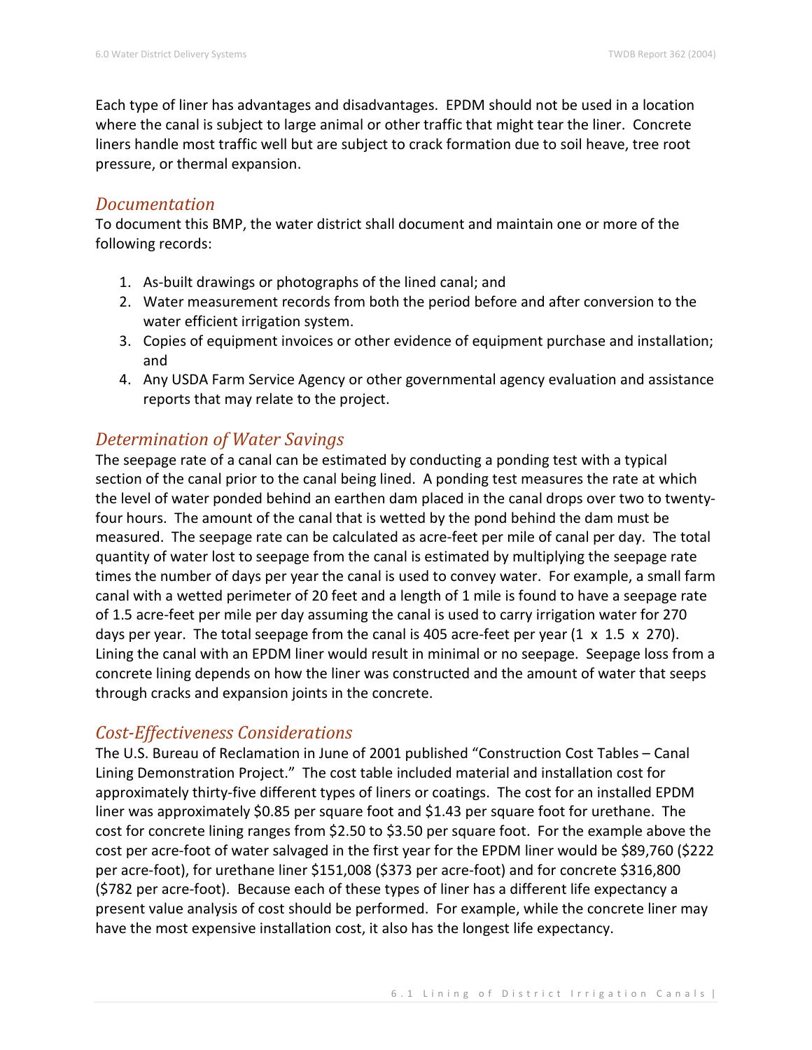Each type of liner has advantages and disadvantages. EPDM should not be used in a location where the canal is subject to large animal or other traffic that might tear the liner. Concrete liners handle most traffic well but are subject to crack formation due to soil heave, tree root pressure, or thermal expansion.

## *Documentation*

To document this BMP, the water district shall document and maintain one or more of the following records:

1. As-built drawings or photographs of the lined canal; and
2. Water measurement records from both the period before and after conversion to the water efficient irrigation system.
3. Copies of equipment invoices or other evidence of equipment purchase and installation; and
4. Any USDA Farm Service Agency or other governmental agency evaluation and assistance reports that may relate to the project.

## *Determination of Water Savings*

The seepage rate of a canal can be estimated by conducting a ponding test with a typical section of the canal prior to the canal being lined. A ponding test measures the rate at which the level of water ponded behind an earthen dam placed in the canal drops over two to twenty-four hours. The amount of the canal that is wetted by the pond behind the dam must be measured. The seepage rate can be calculated as acre-feet per mile of canal per day. The total quantity of water lost to seepage from the canal is estimated by multiplying the seepage rate times the number of days per year the canal is used to convey water. For example, a small farm canal with a wetted perimeter of 20 feet and a length of 1 mile is found to have a seepage rate of 1.5 acre-feet per mile per day assuming the canal is used to carry irrigation water for 270 days per year. The total seepage from the canal is 405 acre-feet per year (1 x 1.5 x 270). Lining the canal with an EPDM liner would result in minimal or no seepage. Seepage loss from a concrete lining depends on how the liner was constructed and the amount of water that seeps through cracks and expansion joints in the concrete.

## *Cost-Effectiveness Considerations*

The U.S. Bureau of Reclamation in June of 2001 published "Construction Cost Tables – Canal Lining Demonstration Project." The cost table included material and installation cost for approximately thirty-five different types of liners or coatings. The cost for an installed EPDM liner was approximately $0.85 per square foot and $1.43 per square foot for urethane. The cost for concrete lining ranges from $2.50 to $3.50 per square foot. For the example above the cost per acre-foot of water salvaged in the first year for the EPDM liner would be $89,760 ($222 per acre-foot), for urethane liner $151,008 ($373 per acre-foot) and for concrete $316,800 ($782 per acre-foot). Because each of these types of liner has a different life expectancy a present value analysis of cost should be performed. For example, while the concrete liner may have the most expensive installation cost, it also has the longest life expectancy.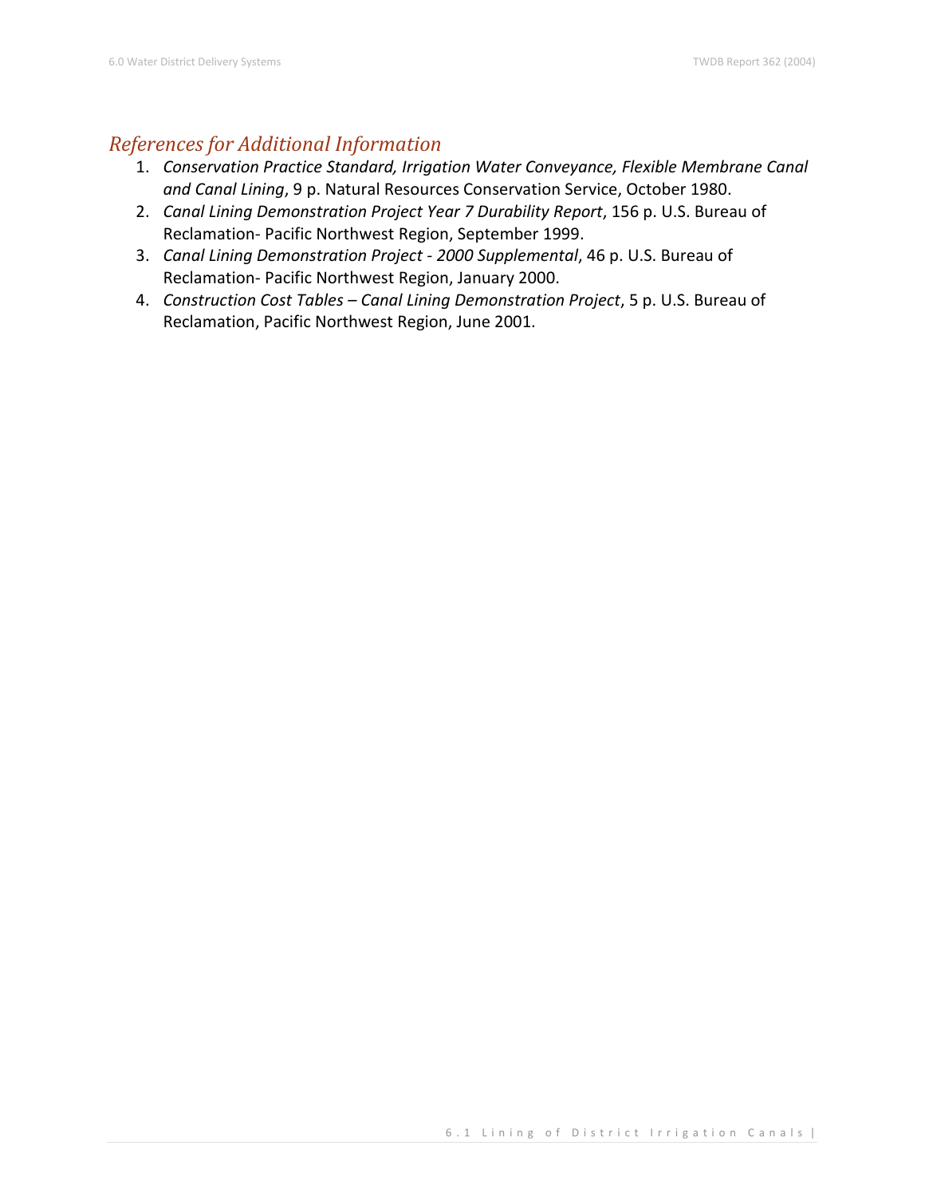## *References for Additional Information*

1. *Conservation Practice Standard, Irrigation Water Conveyance, Flexible Membrane Canal and Canal Lining*, 9 p. Natural Resources Conservation Service, October 1980.
2. *Canal Lining Demonstration Project Year 7 Durability Report*, 156 p. U.S. Bureau of Reclamation- Pacific Northwest Region, September 1999.
3. *Canal Lining Demonstration Project - 2000 Supplemental*, 46 p. U.S. Bureau of Reclamation- Pacific Northwest Region, January 2000.
4. *Construction Cost Tables – Canal Lining Demonstration Project*, 5 p. U.S. Bureau of Reclamation, Pacific Northwest Region, June 2001.